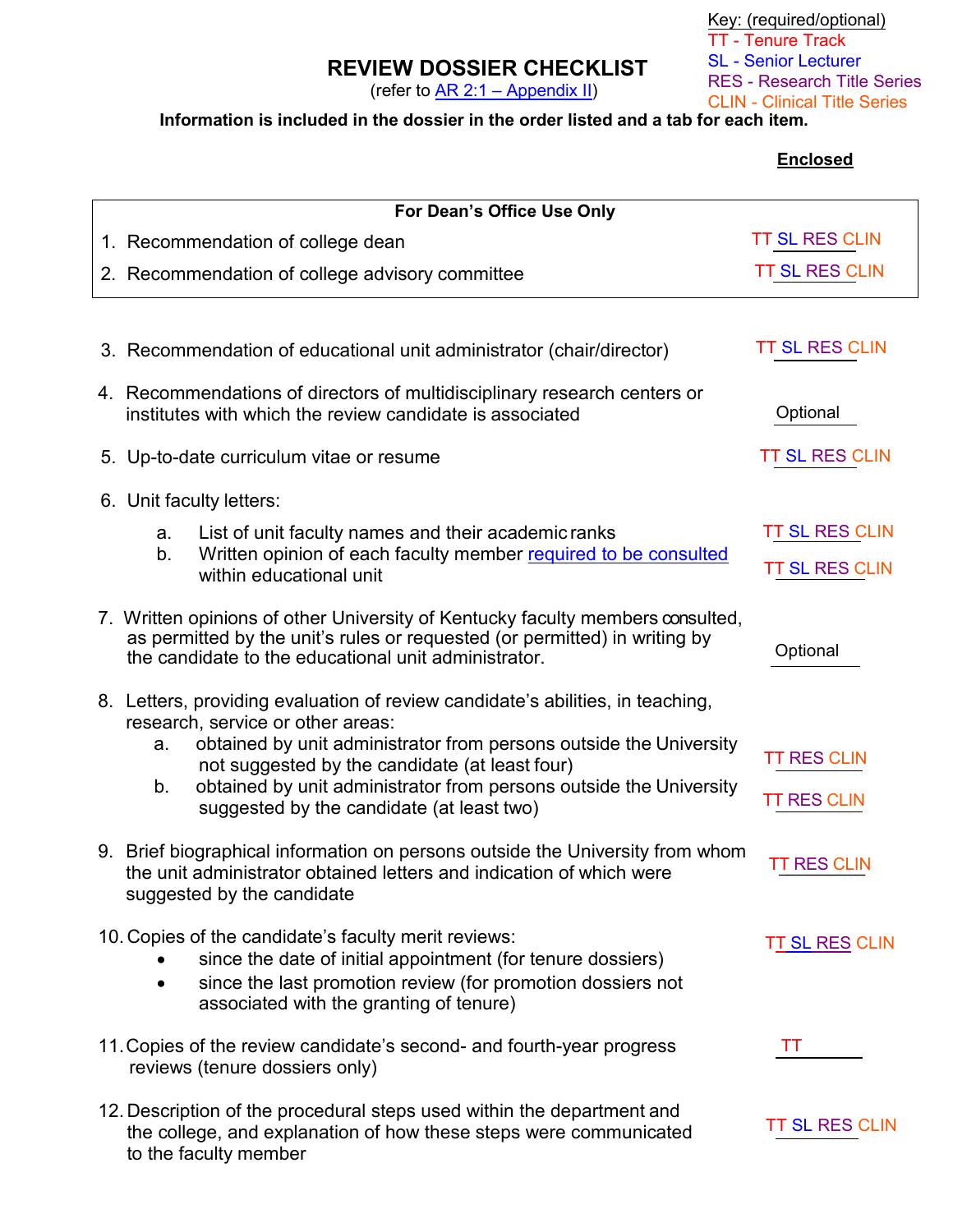Key: (required/optional)
TT - Tenure Track
SL - Senior Lecturer
RES - Research Title Series
CLIN - Clinical Title Series

# REVIEW DOSSIER CHECKLIST

(refer to AR 2:1 – Appendix II)

**Information is included in the dossier in the order listed and a tab for each item.**

| Item | Enclosed |
|---|---|
| **For Dean's Office Use Only** | |
| 1. Recommendation of college dean | TT SL RES CLIN |
| 2. Recommendation of college advisory committee | TT SL RES CLIN |
| 3. Recommendation of educational unit administrator (chair/director) | TT SL RES CLIN |
| 4. Recommendations of directors of multidisciplinary research centers or institutes with which the review candidate is associated | Optional |
| 5. Up-to-date curriculum vitae or resume | TT SL RES CLIN |
| 6. Unit faculty letters: | |
| a. List of unit faculty names and their academic ranks | TT SL RES CLIN |
| b. Written opinion of each faculty member required to be consulted within educational unit | TT SL RES CLIN |
| 7. Written opinions of other University of Kentucky faculty members consulted, as permitted by the unit's rules or requested (or permitted) in writing by the candidate to the educational unit administrator. | Optional |
| 8. Letters, providing evaluation of review candidate's abilities, in teaching, research, service or other areas: | |
| a. obtained by unit administrator from persons outside the University not suggested by the candidate (at least four) | TT RES CLIN |
| b. obtained by unit administrator from persons outside the University suggested by the candidate (at least two) | TT RES CLIN |
| 9. Brief biographical information on persons outside the University from whom the unit administrator obtained letters and indication of which were suggested by the candidate | TT RES CLIN |
| 10. Copies of the candidate's faculty merit reviews:<br>• since the date of initial appointment (for tenure dossiers)<br>• since the last promotion review (for promotion dossiers not associated with the granting of tenure) | TT SL RES CLIN |
| 11. Copies of the review candidate's second- and fourth-year progress reviews (tenure dossiers only) | TT |
| 12. Description of the procedural steps used within the department and the college, and explanation of how these steps were communicated to the faculty member | TT SL RES CLIN |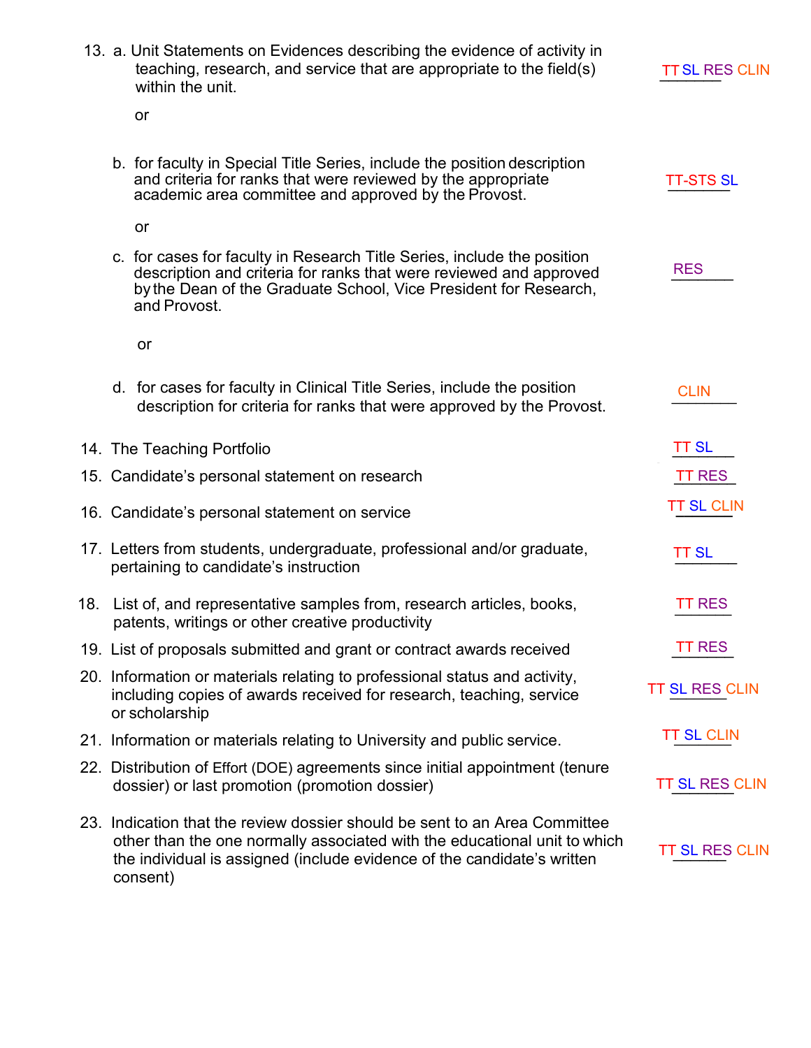13. a. Unit Statements on Evidences describing the evidence of activity in teaching, research, and service that are appropriate to the field(s) within the unit. — TT SL RES CLIN

    or

    b. for faculty in Special Title Series, include the position description and criteria for ranks that were reviewed by the appropriate academic area committee and approved by the Provost. — TT-STS SL

    or

    c. for cases for faculty in Research Title Series, include the position description and criteria for ranks that were reviewed and approved by the Dean of the Graduate School, Vice President for Research, and Provost. — RES

    or

    d. for cases for faculty in Clinical Title Series, include the position description for criteria for ranks that were approved by the Provost. — CLIN

14. The Teaching Portfolio — TT SL
15. Candidate's personal statement on research — TT RES
16. Candidate's personal statement on service — TT SL CLIN
17. Letters from students, undergraduate, professional and/or graduate, pertaining to candidate's instruction — TT SL
18. List of, and representative samples from, research articles, books, patents, writings or other creative productivity — TT RES
19. List of proposals submitted and grant or contract awards received — TT RES
20. Information or materials relating to professional status and activity, including copies of awards received for research, teaching, service or scholarship — TT SL RES CLIN
21. Information or materials relating to University and public service. — TT SL CLIN
22. Distribution of Effort (DOE) agreements since initial appointment (tenure dossier) or last promotion (promotion dossier) — TT SL RES CLIN
23. Indication that the review dossier should be sent to an Area Committee other than the one normally associated with the educational unit to which the individual is assigned (include evidence of the candidate's written consent) — TT SL RES CLIN